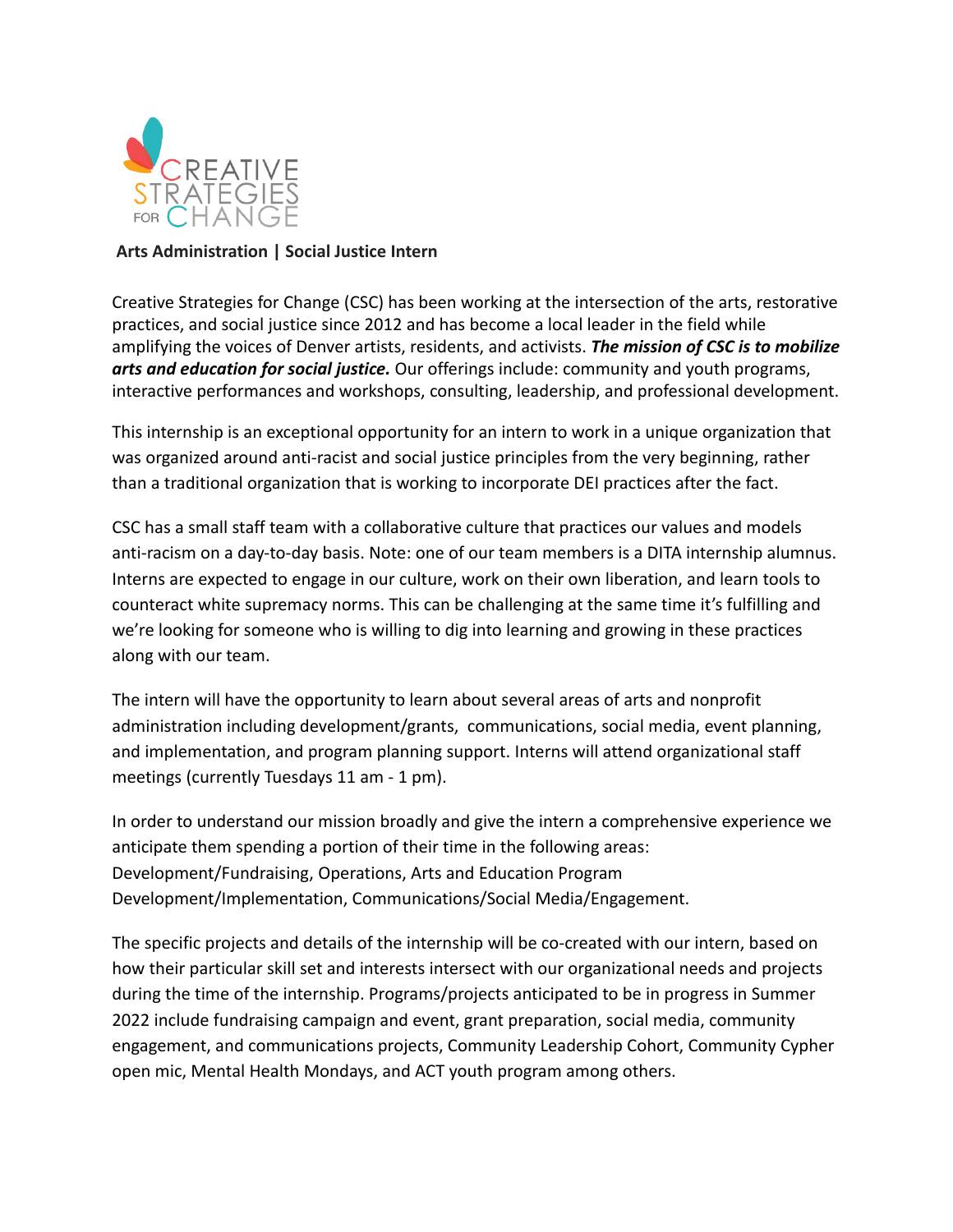CREATIVE STRATEGIES FOR CHANGE

**Arts Administration | Social Justice Intern**

Creative Strategies for Change (CSC) has been working at the intersection of the arts, restorative practices, and social justice since 2012 and has become a local leader in the field while amplifying the voices of Denver artists, residents, and activists. ***The mission of CSC is to mobilize arts and education for social justice.*** Our offerings include: community and youth programs, interactive performances and workshops, consulting, leadership, and professional development.

This internship is an exceptional opportunity for an intern to work in a unique organization that was organized around anti-racist and social justice principles from the very beginning, rather than a traditional organization that is working to incorporate DEI practices after the fact.

CSC has a small staff team with a collaborative culture that practices our values and models anti-racism on a day-to-day basis. Note: one of our team members is a DITA internship alumnus. Interns are expected to engage in our culture, work on their own liberation, and learn tools to counteract white supremacy norms. This can be challenging at the same time it's fulfilling and we're looking for someone who is willing to dig into learning and growing in these practices along with our team.

The intern will have the opportunity to learn about several areas of arts and nonprofit administration including development/grants, communications, social media, event planning, and implementation, and program planning support. Interns will attend organizational staff meetings (currently Tuesdays 11 am - 1 pm).

In order to understand our mission broadly and give the intern a comprehensive experience we anticipate them spending a portion of their time in the following areas: Development/Fundraising, Operations, Arts and Education Program Development/Implementation, Communications/Social Media/Engagement.

The specific projects and details of the internship will be co-created with our intern, based on how their particular skill set and interests intersect with our organizational needs and projects during the time of the internship. Programs/projects anticipated to be in progress in Summer 2022 include fundraising campaign and event, grant preparation, social media, community engagement, and communications projects, Community Leadership Cohort, Community Cypher open mic, Mental Health Mondays, and ACT youth program among others.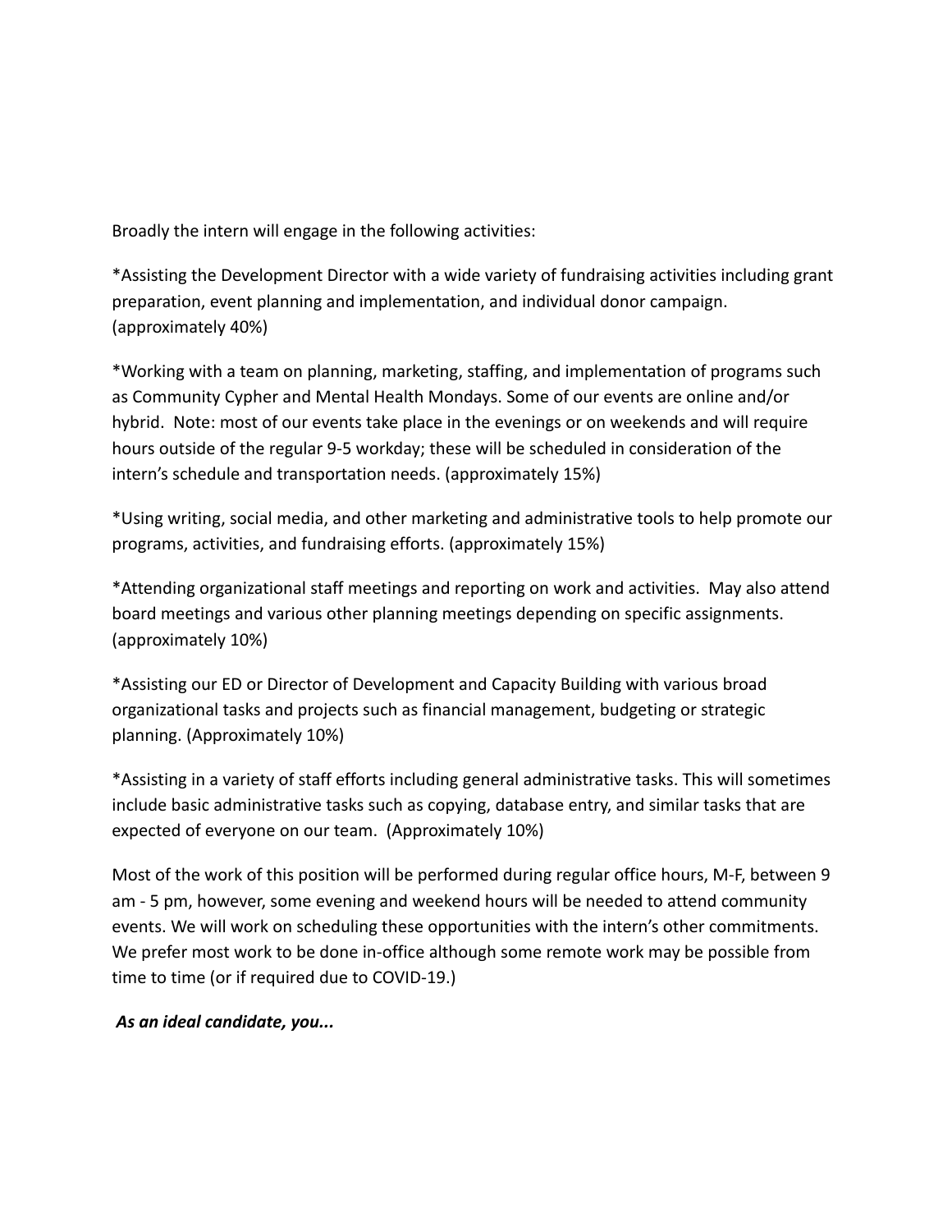Broadly the intern will engage in the following activities:

*Assisting the Development Director with a wide variety of fundraising activities including grant preparation, event planning and implementation, and individual donor campaign. (approximately 40%)

*Working with a team on planning, marketing, staffing, and implementation of programs such as Community Cypher and Mental Health Mondays. Some of our events are online and/or hybrid. Note: most of our events take place in the evenings or on weekends and will require hours outside of the regular 9-5 workday; these will be scheduled in consideration of the intern's schedule and transportation needs. (approximately 15%)

*Using writing, social media, and other marketing and administrative tools to help promote our programs, activities, and fundraising efforts. (approximately 15%)

*Attending organizational staff meetings and reporting on work and activities. May also attend board meetings and various other planning meetings depending on specific assignments. (approximately 10%)

*Assisting our ED or Director of Development and Capacity Building with various broad organizational tasks and projects such as financial management, budgeting or strategic planning. (Approximately 10%)

*Assisting in a variety of staff efforts including general administrative tasks. This will sometimes include basic administrative tasks such as copying, database entry, and similar tasks that are expected of everyone on our team. (Approximately 10%)

Most of the work of this position will be performed during regular office hours, M-F, between 9 am - 5 pm, however, some evening and weekend hours will be needed to attend community events. We will work on scheduling these opportunities with the intern's other commitments. We prefer most work to be done in-office although some remote work may be possible from time to time (or if required due to COVID-19.)

***As an ideal candidate, you...***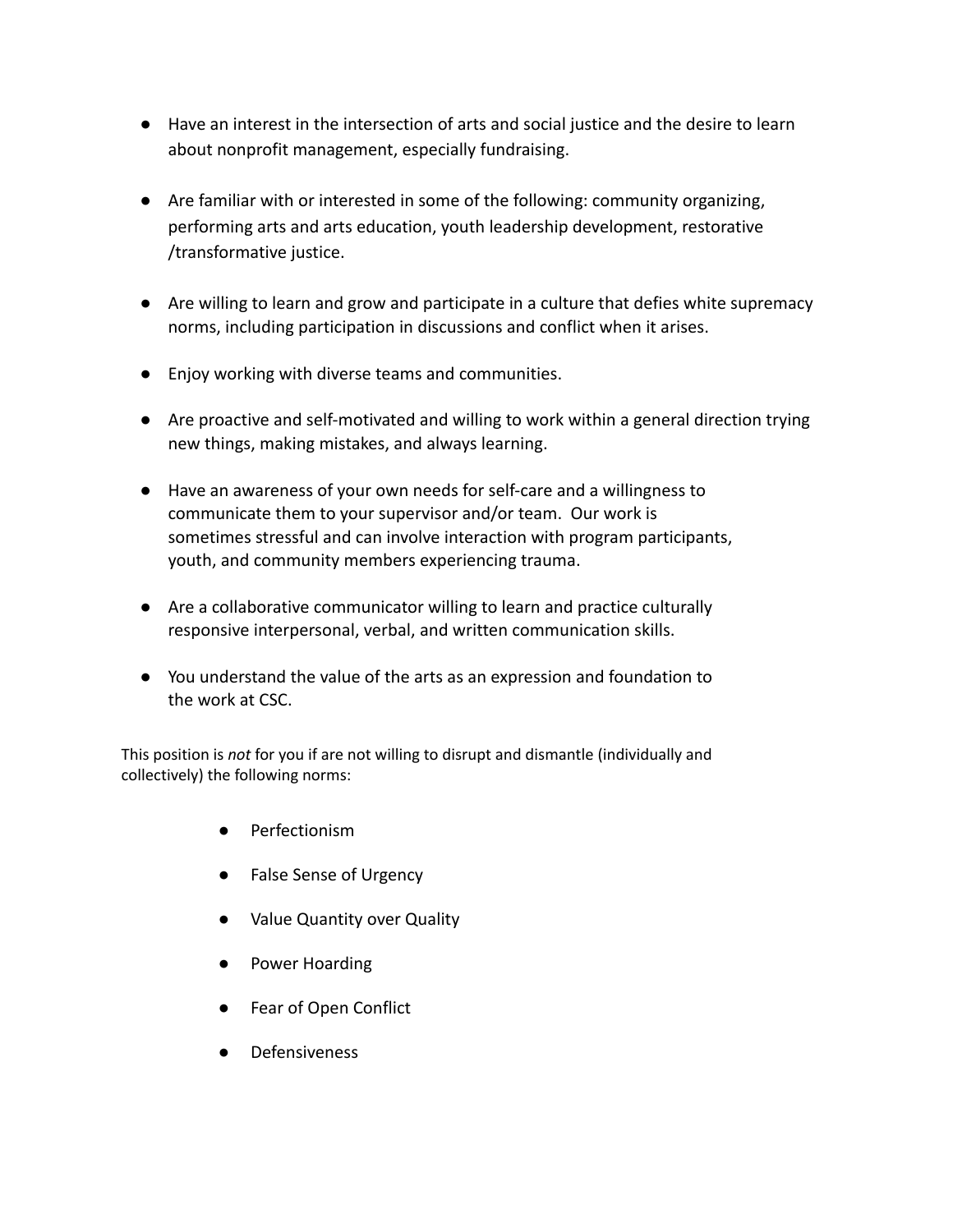- Have an interest in the intersection of arts and social justice and the desire to learn about nonprofit management, especially fundraising.

- Are familiar with or interested in some of the following: community organizing, performing arts and arts education, youth leadership development, restorative /transformative justice.

- Are willing to learn and grow and participate in a culture that defies white supremacy norms, including participation in discussions and conflict when it arises.

- Enjoy working with diverse teams and communities.

- Are proactive and self-motivated and willing to work within a general direction trying new things, making mistakes, and always learning.

- Have an awareness of your own needs for self-care and a willingness to communicate them to your supervisor and/or team. Our work is sometimes stressful and can involve interaction with program participants, youth, and community members experiencing trauma.

- Are a collaborative communicator willing to learn and practice culturally responsive interpersonal, verbal, and written communication skills.

- You understand the value of the arts as an expression and foundation to the work at CSC.

This position is *not* for you if are not willing to disrupt and dismantle (individually and collectively) the following norms:

- Perfectionism
- False Sense of Urgency
- Value Quantity over Quality
- Power Hoarding
- Fear of Open Conflict
- Defensiveness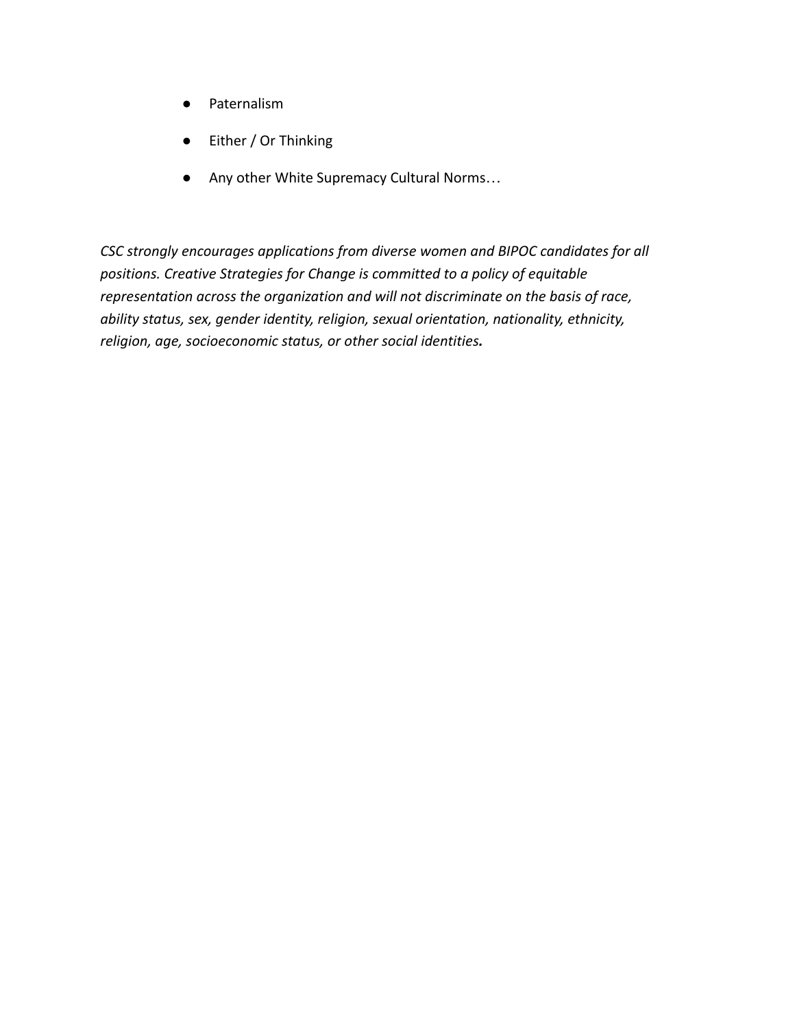- Paternalism
- Either / Or Thinking
- Any other White Supremacy Cultural Norms…

*CSC strongly encourages applications from diverse women and BIPOC candidates for all positions. Creative Strategies for Change is committed to a policy of equitable representation across the organization and will not discriminate on the basis of race, ability status, sex, gender identity, religion, sexual orientation, nationality, ethnicity, religion, age, socioeconomic status, or other social identities**.***